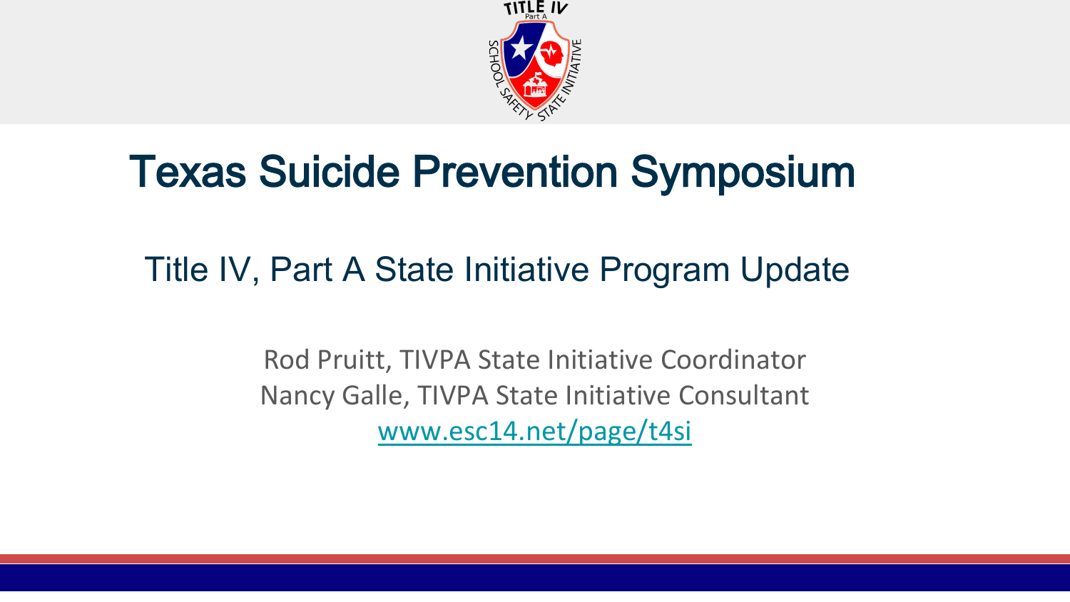# Texas Suicide Prevention Symposium

## Title IV, Part A State Initiative Program Update

Rod Pruitt, TIVPA State Initiative Coordinator

Nancy Galle, TIVPA State Initiative Consultant

[www.esc14.net/page/t4si](http://www.esc14.net/page/t4si)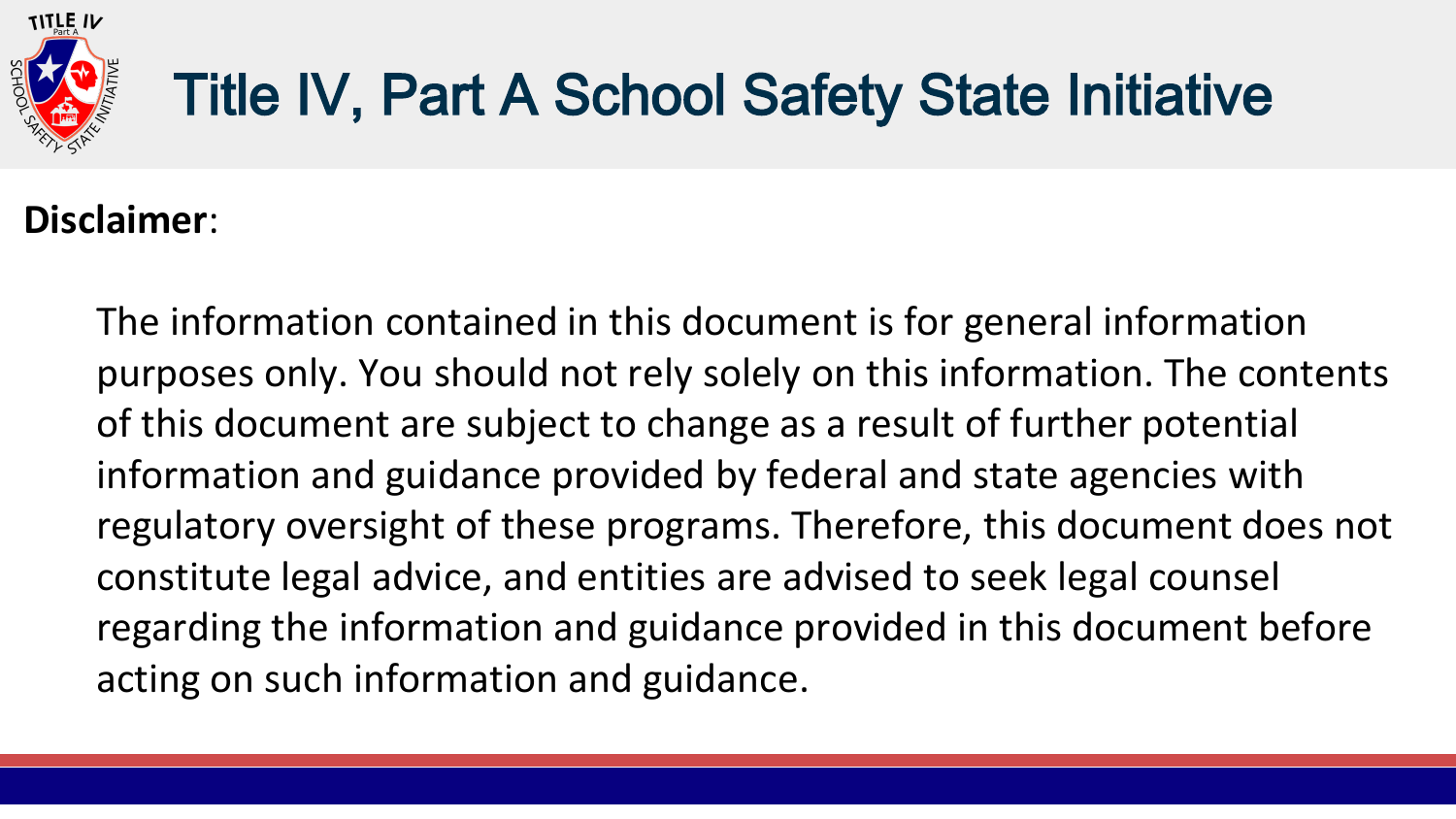# Title IV, Part A School Safety State Initiative

**Disclaimer**:

The information contained in this document is for general information purposes only. You should not rely solely on this information. The contents of this document are subject to change as a result of further potential information and guidance provided by federal and state agencies with regulatory oversight of these programs. Therefore, this document does not constitute legal advice, and entities are advised to seek legal counsel regarding the information and guidance provided in this document before acting on such information and guidance.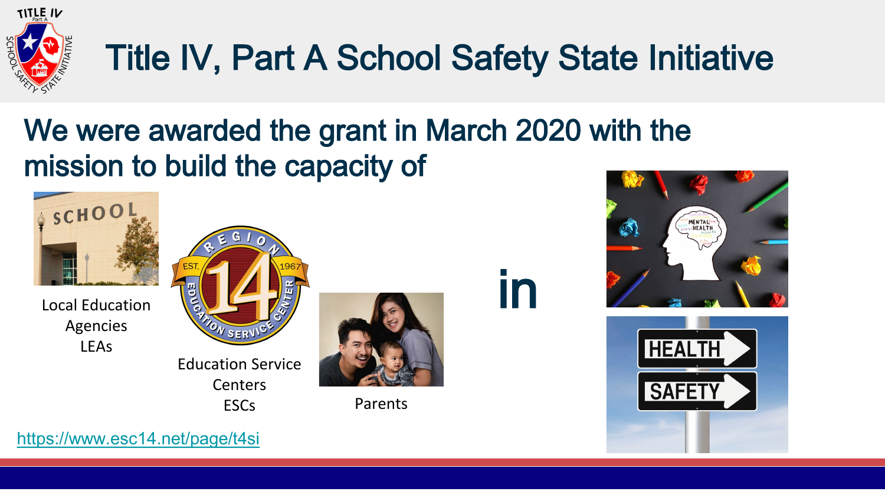# Title IV, Part A School Safety State Initiative

## We were awarded the grant in March 2020 with the mission to build the capacity of

Local Education Agencies
LEAs

Education Service Centers
ESCs

Parents

in

https://www.esc14.net/page/t4si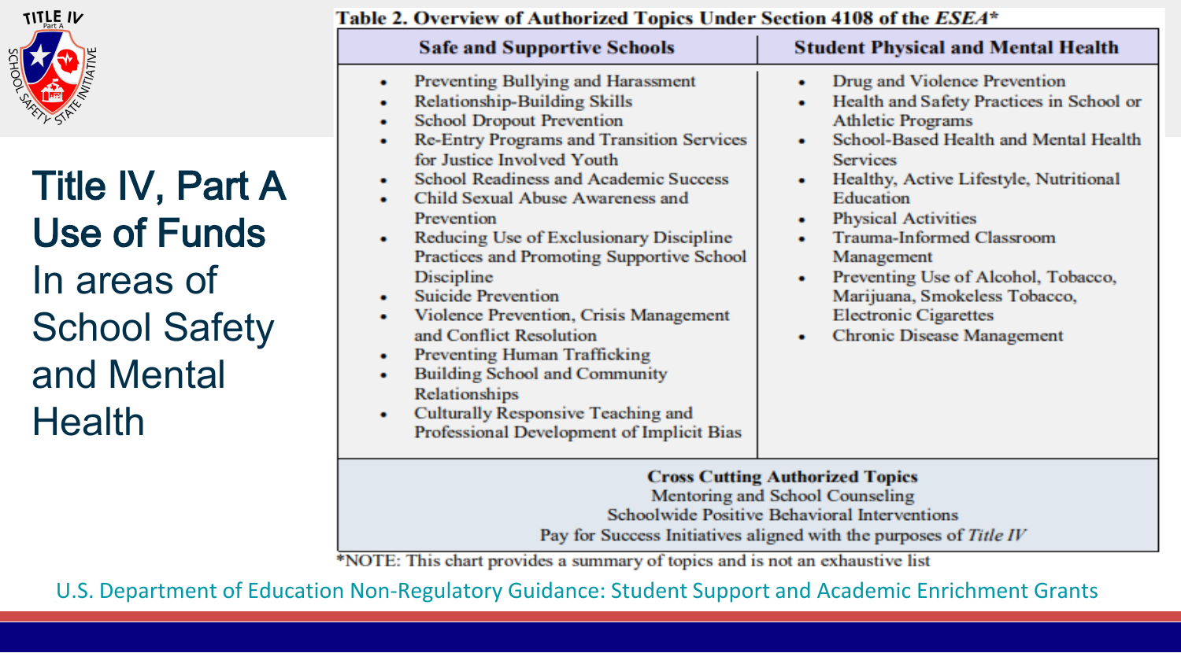# Title IV, Part A Use of Funds

In areas of School Safety and Mental Health

**Table 2. Overview of Authorized Topics Under Section 4108 of the *ESEA****

| Safe and Supportive Schools | Student Physical and Mental Health |
|---|---|
| • Preventing Bullying and Harassment<br>• Relationship-Building Skills<br>• School Dropout Prevention<br>• Re-Entry Programs and Transition Services for Justice Involved Youth<br>• School Readiness and Academic Success<br>• Child Sexual Abuse Awareness and Prevention<br>• Reducing Use of Exclusionary Discipline Practices and Promoting Supportive School Discipline<br>• Suicide Prevention<br>• Violence Prevention, Crisis Management and Conflict Resolution<br>• Preventing Human Trafficking<br>• Building School and Community Relationships<br>• Culturally Responsive Teaching and Professional Development of Implicit Bias | • Drug and Violence Prevention<br>• Health and Safety Practices in School or Athletic Programs<br>• School-Based Health and Mental Health Services<br>• Healthy, Active Lifestyle, Nutritional Education<br>• Physical Activities<br>• Trauma-Informed Classroom Management<br>• Preventing Use of Alcohol, Tobacco, Marijuana, Smokeless Tobacco, Electronic Cigarettes<br>• Chronic Disease Management |
| **Cross Cutting Authorized Topics**<br>Mentoring and School Counseling<br>Schoolwide Positive Behavioral Interventions<br>Pay for Success Initiatives aligned with the purposes of *Title IV* | |

*NOTE: This chart provides a summary of topics and is not an exhaustive list

U.S. Department of Education Non-Regulatory Guidance: Student Support and Academic Enrichment Grants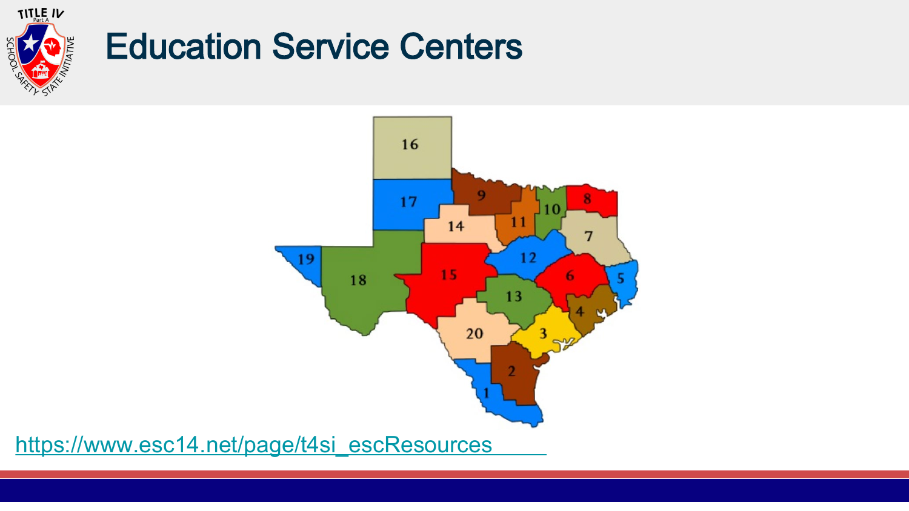# Education Service Centers

https://www.esc14.net/page/t4si_escResources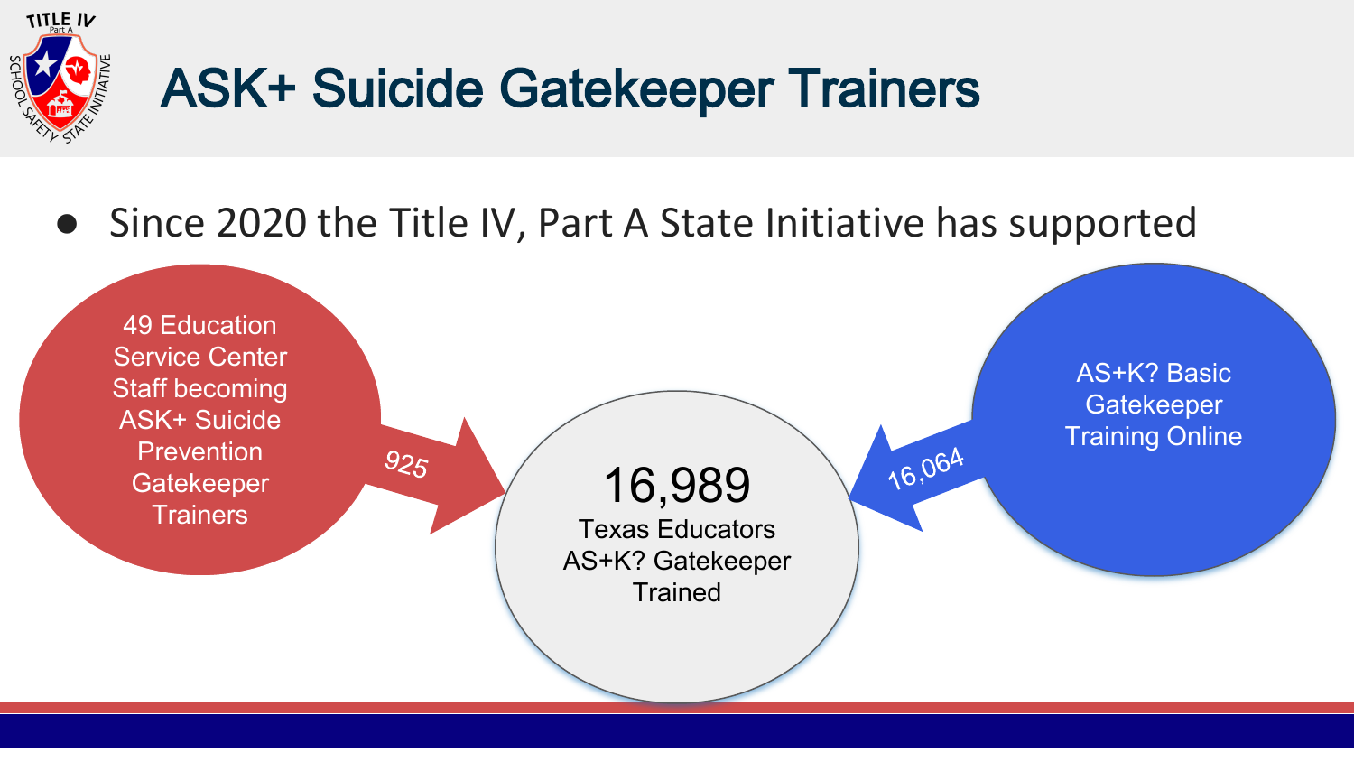# ASK+ Suicide Gatekeeper Trainers

- Since 2020 the Title IV, Part A State Initiative has supported

49 Education Service Center Staff becoming ASK+ Suicide Prevention Gatekeeper Trainers

925

16,989

Texas Educators AS+K? Gatekeeper Trained

16,064

AS+K? Basic Gatekeeper Training Online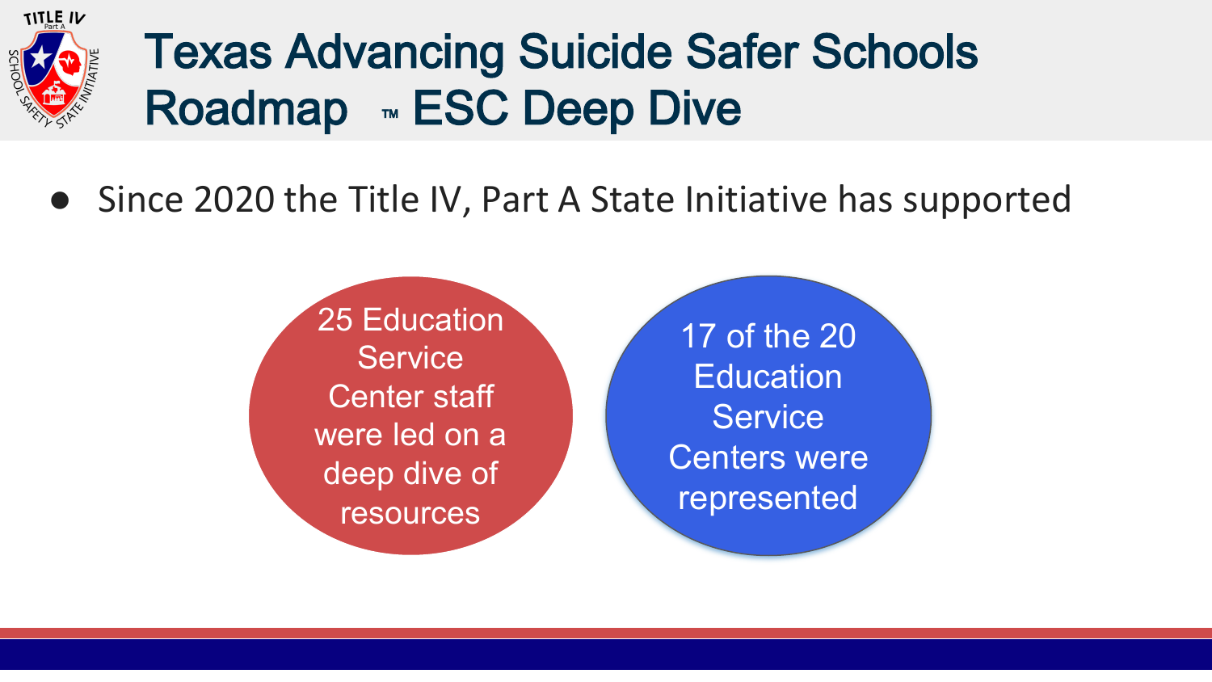# Texas Advancing Suicide Safer Schools Roadmap ™ ESC Deep Dive

- Since 2020 the Title IV, Part A State Initiative has supported

25 Education Service Center staff were led on a deep dive of resources

17 of the 20 Education Service Centers were represented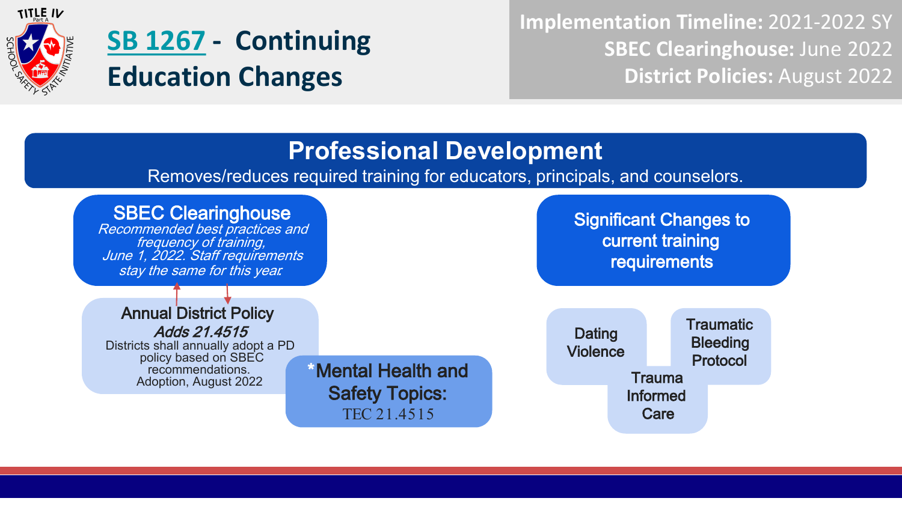# SB 1267 - Continuing Education Changes

**Implementation Timeline:** 2021-2022 SY
**SBEC Clearinghouse:** June 2022
**District Policies:** August 2022

## Professional Development

Removes/reduces required training for educators, principals, and counselors.

### SBEC Clearinghouse

*Recommended best practices and frequency of training, June 1, 2022. Staff requirements stay the same for this year.*

### Annual District Policy

***Adds 21.4515***

Districts shall annually adopt a PD policy based on SBEC recommendations.
Adoption, August 2022

### *Mental Health and Safety Topics:

TEC 21.4515

### Significant Changes to current training requirements

- Dating Violence
- Traumatic Bleeding Protocol
- Trauma Informed Care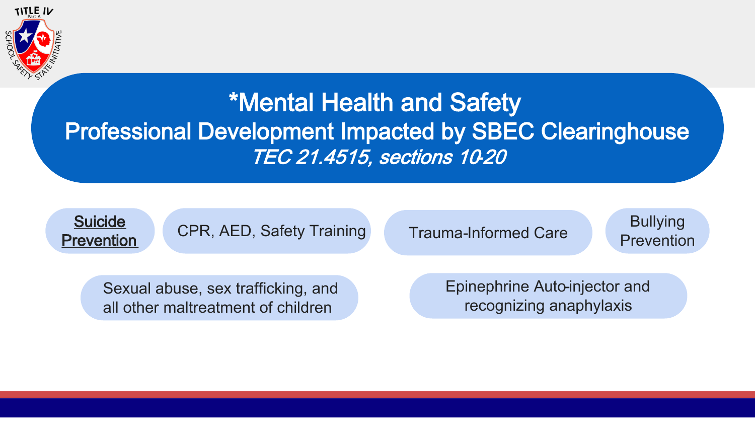# *Mental Health and Safety
## Professional Development Impacted by SBEC Clearinghouse

*TEC 21.4515, sections 10-20*

- **Suicide Prevention**
- CPR, AED, Safety Training
- Trauma-Informed Care
- Bullying Prevention
- Sexual abuse, sex trafficking, and all other maltreatment of children
- Epinephrine Auto-injector and recognizing anaphylaxis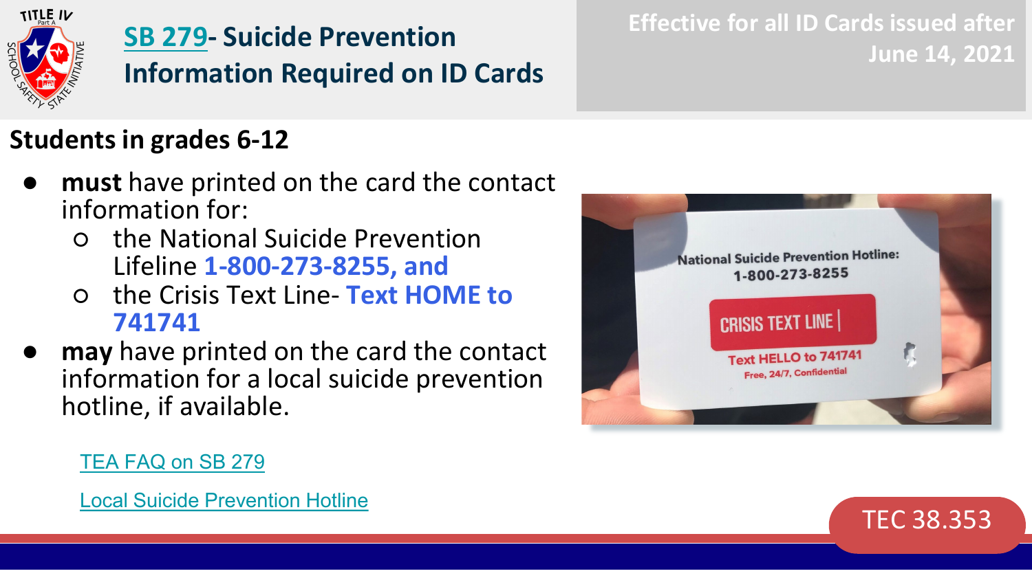# SB 279- Suicide Prevention Information Required on ID Cards

**Effective for all ID Cards issued after June 14, 2021**

## Students in grades 6-12

- **must** have printed on the card the contact information for:
  - the National Suicide Prevention Lifeline **1-800-273-8255, and**
  - the Crisis Text Line- **Text HOME to 741741**
- **may** have printed on the card the contact information for a local suicide prevention hotline, if available.

TEA FAQ on SB 279

Local Suicide Prevention Hotline

TEC 38.353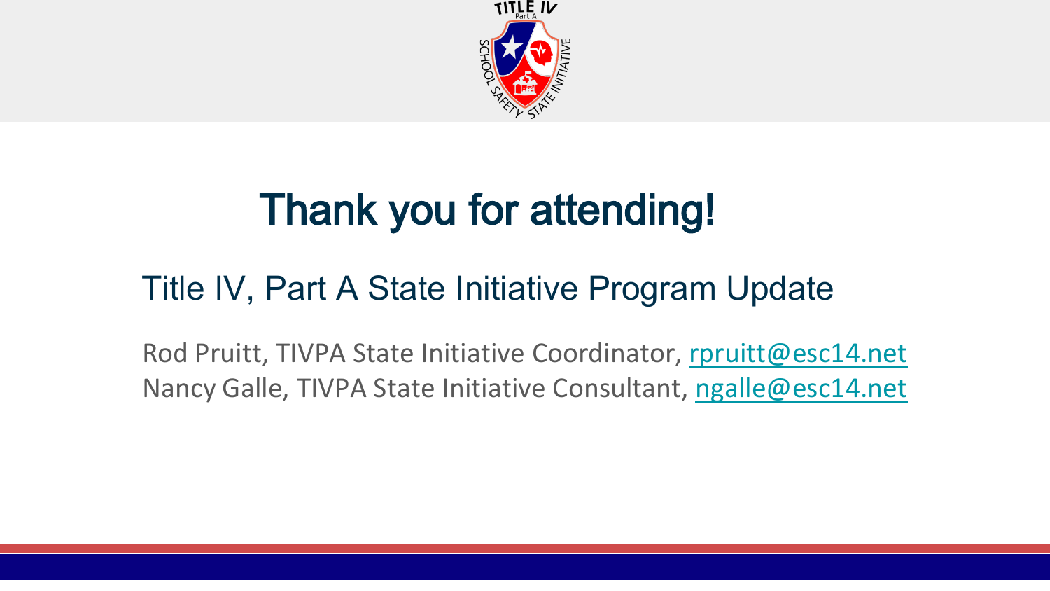# Thank you for attending!

## Title IV, Part A State Initiative Program Update

Rod Pruitt, TIVPA State Initiative Coordinator, rpruitt@esc14.net
Nancy Galle, TIVPA State Initiative Consultant, ngalle@esc14.net